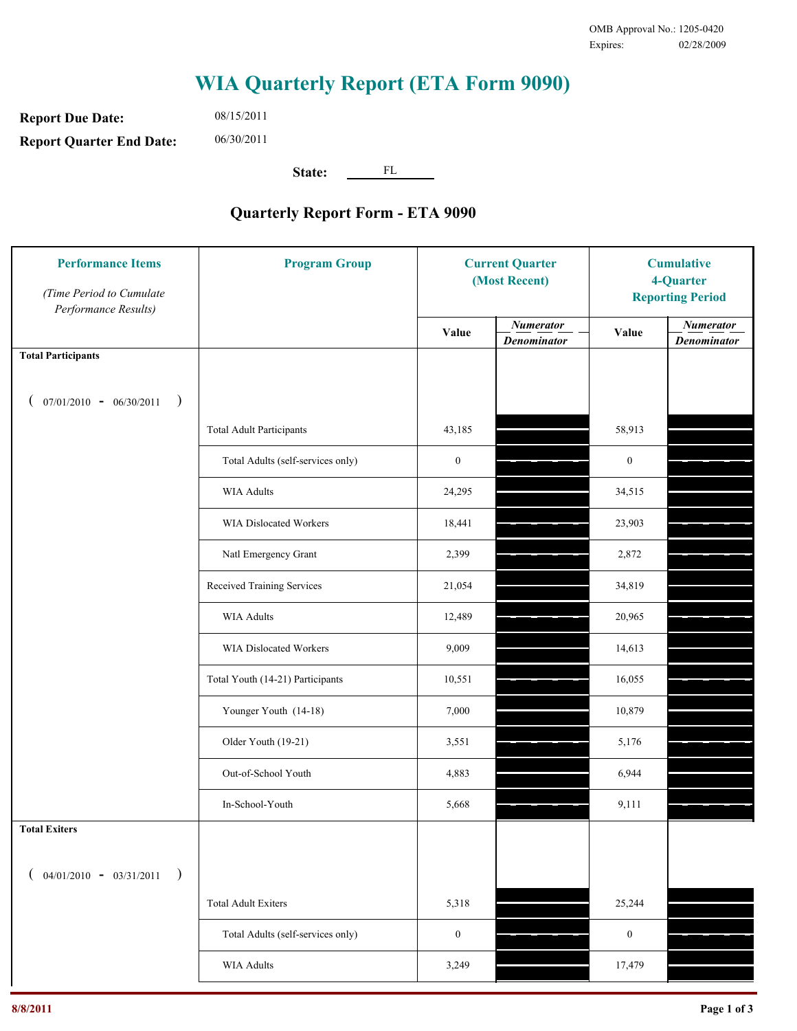OMB Approval No.: 1205-0420
Expires: 02/28/2009

# WIA Quarterly Report (ETA Form 9090)

**Report Due Date:** 08/15/2011

**Report Quarter End Date:** 06/30/2011

**State:** FL

## Quarterly Report Form - ETA 9090

| Performance Items *(Time Period to Cumulate Performance Results)* | Program Group | Current Quarter (Most Recent) | | Cumulative 4-Quarter Reporting Period | |
|---|---|---|---|---|---|
| | | Value | *Numerator* / *Denominator* | Value | *Numerator* / *Denominator* |
| **Total Participants** ( 07/01/2010 - 06/30/2011 ) | | | | | |
| | Total Adult Participants | 43,185 | | 58,913 | |
| | Total Adults (self-services only) | 0 | | 0 | |
| | WIA Adults | 24,295 | | 34,515 | |
| | WIA Dislocated Workers | 18,441 | | 23,903 | |
| | Natl Emergency Grant | 2,399 | | 2,872 | |
| | Received Training Services | 21,054 | | 34,819 | |
| | WIA Adults | 12,489 | | 20,965 | |
| | WIA Dislocated Workers | 9,009 | | 14,613 | |
| | Total Youth (14-21) Participants | 10,551 | | 16,055 | |
| | Younger Youth (14-18) | 7,000 | | 10,879 | |
| | Older Youth (19-21) | 3,551 | | 5,176 | |
| | Out-of-School Youth | 4,883 | | 6,944 | |
| | In-School-Youth | 5,668 | | 9,111 | |
| **Total Exiters** ( 04/01/2010 - 03/31/2011 ) | | | | | |
| | Total Adult Exiters | 5,318 | | 25,244 | |
| | Total Adults (self-services only) | 0 | | 0 | |
| | WIA Adults | 3,249 | | 17,479 | |

8/8/2011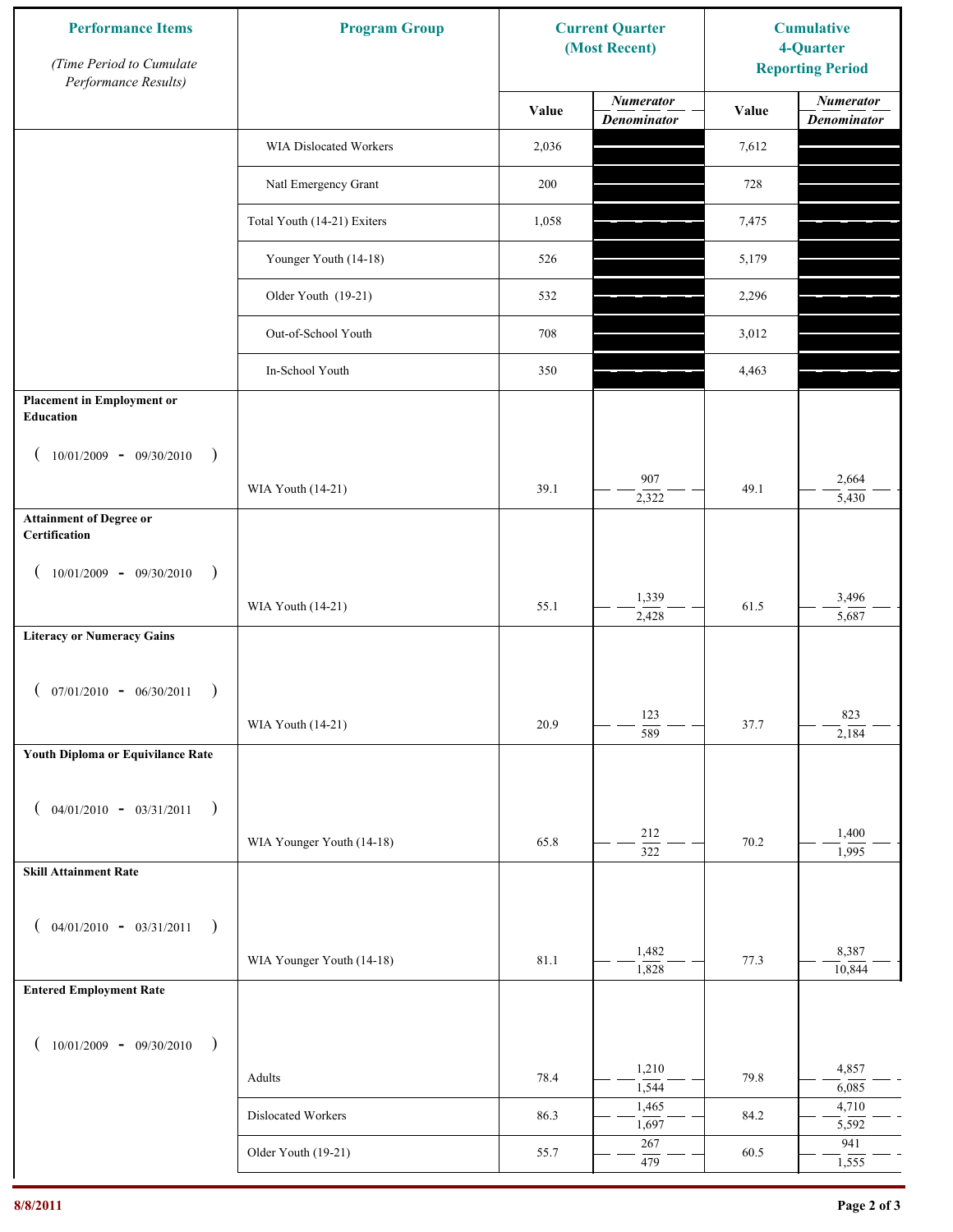| Performance Items (Time Period to Cumulate Performance Results) | Program Group | Current Quarter (Most Recent) Value | Current Quarter Numerator / Denominator | Cumulative 4-Quarter Reporting Period Value | Cumulative Numerator / Denominator |
|---|---|---|---|---|---|
| | WIA Dislocated Workers | 2,036 | | 7,612 | |
| | Natl Emergency Grant | 200 | | 728 | |
| | Total Youth (14-21) Exiters | 1,058 | | 7,475 | |
| | Younger Youth (14-18) | 526 | | 5,179 | |
| | Older Youth (19-21) | 532 | | 2,296 | |
| | Out-of-School Youth | 708 | | 3,012 | |
| | In-School Youth | 350 | | 4,463 | |
| **Placement in Employment or Education** ( 10/01/2009 - 09/30/2010 ) | WIA Youth (14-21) | 39.1 | 907 / 2,322 | 49.1 | 2,664 / 5,430 |
| **Attainment of Degree or Certification** ( 10/01/2009 - 09/30/2010 ) | WIA Youth (14-21) | 55.1 | 1,339 / 2,428 | 61.5 | 3,496 / 5,687 |
| **Literacy or Numeracy Gains** ( 07/01/2010 - 06/30/2011 ) | WIA Youth (14-21) | 20.9 | 123 / 589 | 37.7 | 823 / 2,184 |
| **Youth Diploma or Equivilance Rate** ( 04/01/2010 - 03/31/2011 ) | WIA Younger Youth (14-18) | 65.8 | 212 / 322 | 70.2 | 1,400 / 1,995 |
| **Skill Attainment Rate** ( 04/01/2010 - 03/31/2011 ) | WIA Younger Youth (14-18) | 81.1 | 1,482 / 1,828 | 77.3 | 8,387 / 10,844 |
| **Entered Employment Rate** ( 10/01/2009 - 09/30/2010 ) | Adults | 78.4 | 1,210 / 1,544 | 79.8 | 4,857 / 6,085 |
| | Dislocated Workers | 86.3 | 1,465 / 1,697 | 84.2 | 4,710 / 5,592 |
| | Older Youth (19-21) | 55.7 | 267 / 479 | 60.5 | 941 / 1,555 |

8/8/2011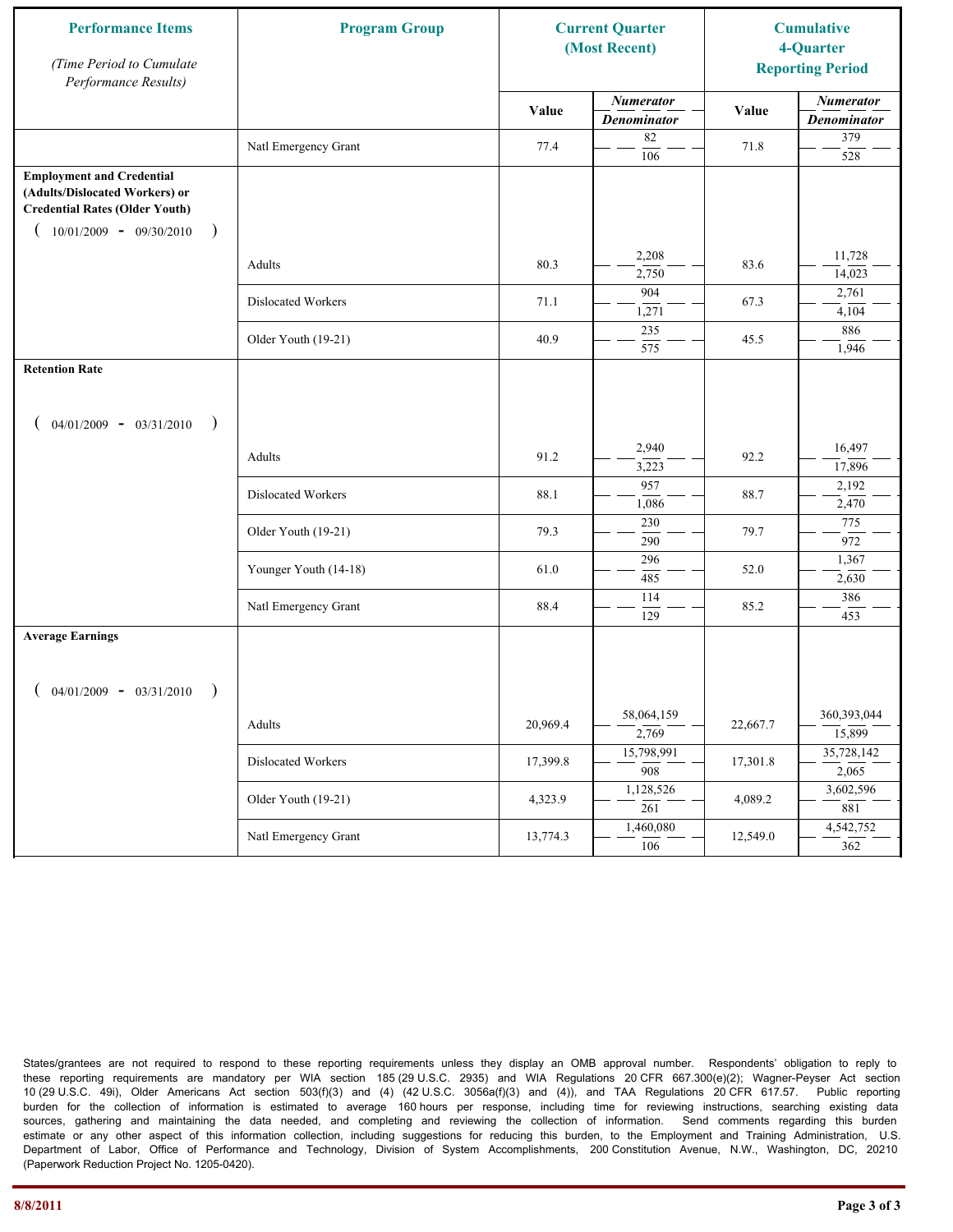| Performance Items *(Time Period to Cumulate Performance Results)* | Program Group | Current Quarter (Most Recent) | | Cumulative 4-Quarter Reporting Period | |
|---|---|---|---|---|---|
| | | Value | *Numerator / Denominator* | Value | *Numerator / Denominator* |
| | Natl Emergency Grant | 77.4 | 82 / 106 | 71.8 | 379 / 528 |
| **Employment and Credential (Adults/Dislocated Workers) or Credential Rates (Older Youth)** ( 10/01/2009 - 09/30/2010 ) | Adults | 80.3 | 2,208 / 2,750 | 83.6 | 11,728 / 14,023 |
| | Dislocated Workers | 71.1 | 904 / 1,271 | 67.3 | 2,761 / 4,104 |
| | Older Youth (19-21) | 40.9 | 235 / 575 | 45.5 | 886 / 1,946 |
| **Retention Rate** ( 04/01/2009 - 03/31/2010 ) | Adults | 91.2 | 2,940 / 3,223 | 92.2 | 16,497 / 17,896 |
| | Dislocated Workers | 88.1 | 957 / 1,086 | 88.7 | 2,192 / 2,470 |
| | Older Youth (19-21) | 79.3 | 230 / 290 | 79.7 | 775 / 972 |
| | Younger Youth (14-18) | 61.0 | 296 / 485 | 52.0 | 1,367 / 2,630 |
| | Natl Emergency Grant | 88.4 | 114 / 129 | 85.2 | 386 / 453 |
| **Average Earnings** ( 04/01/2009 - 03/31/2010 ) | Adults | 20,969.4 | 58,064,159 / 2,769 | 22,667.7 | 360,393,044 / 15,899 |
| | Dislocated Workers | 17,399.8 | 15,798,991 / 908 | 17,301.8 | 35,728,142 / 2,065 |
| | Older Youth (19-21) | 4,323.9 | 1,128,526 / 261 | 4,089.2 | 3,602,596 / 881 |
| | Natl Emergency Grant | 13,774.3 | 1,460,080 / 106 | 12,549.0 | 4,542,752 / 362 |

States/grantees are not required to respond to these reporting requirements unless they display an OMB approval number. Respondents' obligation to reply to these reporting requirements are mandatory per WIA section 185 (29 U.S.C. 2935) and WIA Regulations 20 CFR 667.300(e)(2); Wagner-Peyser Act section 10 (29 U.S.C. 49i), Older Americans Act section 503(f)(3) and (4) (42 U.S.C. 3056a(f)(3) and (4)), and TAA Regulations 20 CFR 617.57. Public reporting burden for the collection of information is estimated to average 160 hours per response, including time for reviewing instructions, searching existing data sources, gathering and maintaining the data needed, and completing and reviewing the collection of information. Send comments regarding this burden estimate or any other aspect of this information collection, including suggestions for reducing this burden, to the Employment and Training Administration, U.S. Department of Labor, Office of Performance and Technology, Division of System Accomplishments, 200 Constitution Avenue, N.W., Washington, DC, 20210 (Paperwork Reduction Project No. 1205-0420).

8/8/2011